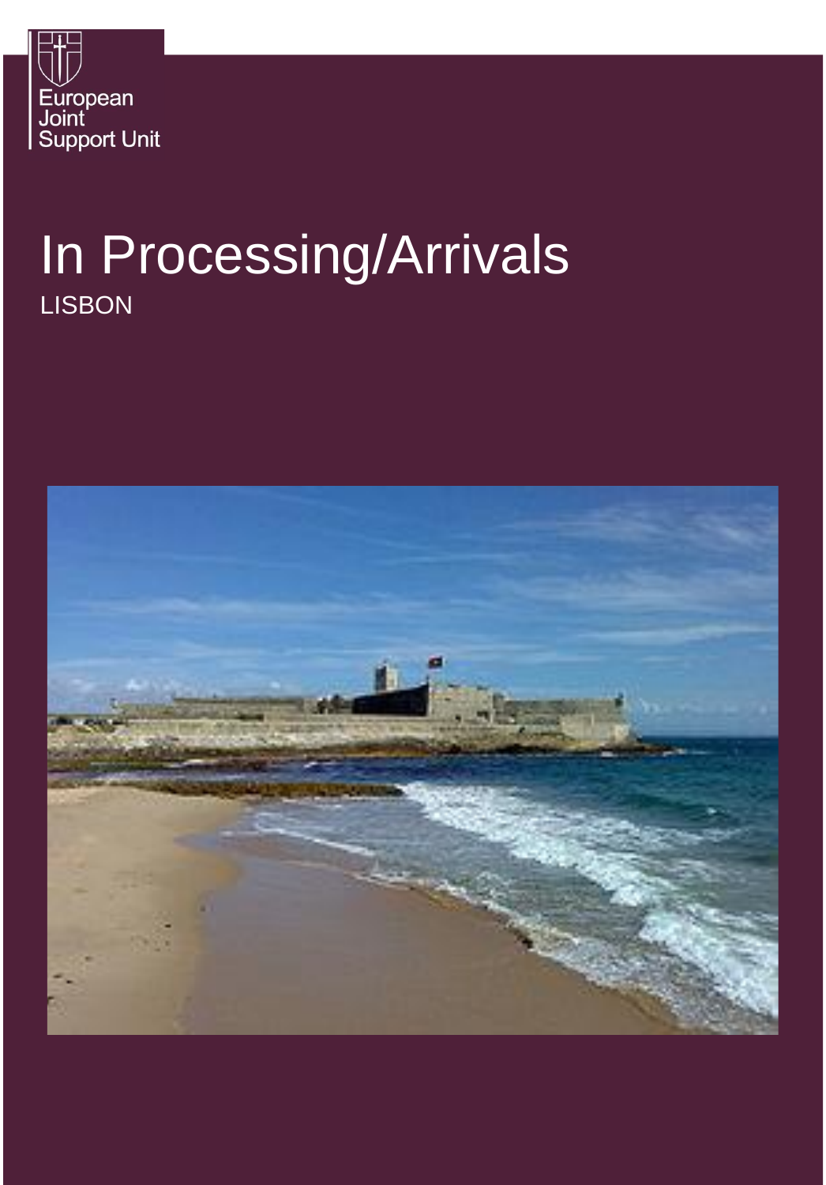European Joint Support Unit

# In Processing/Arrivals

LISBON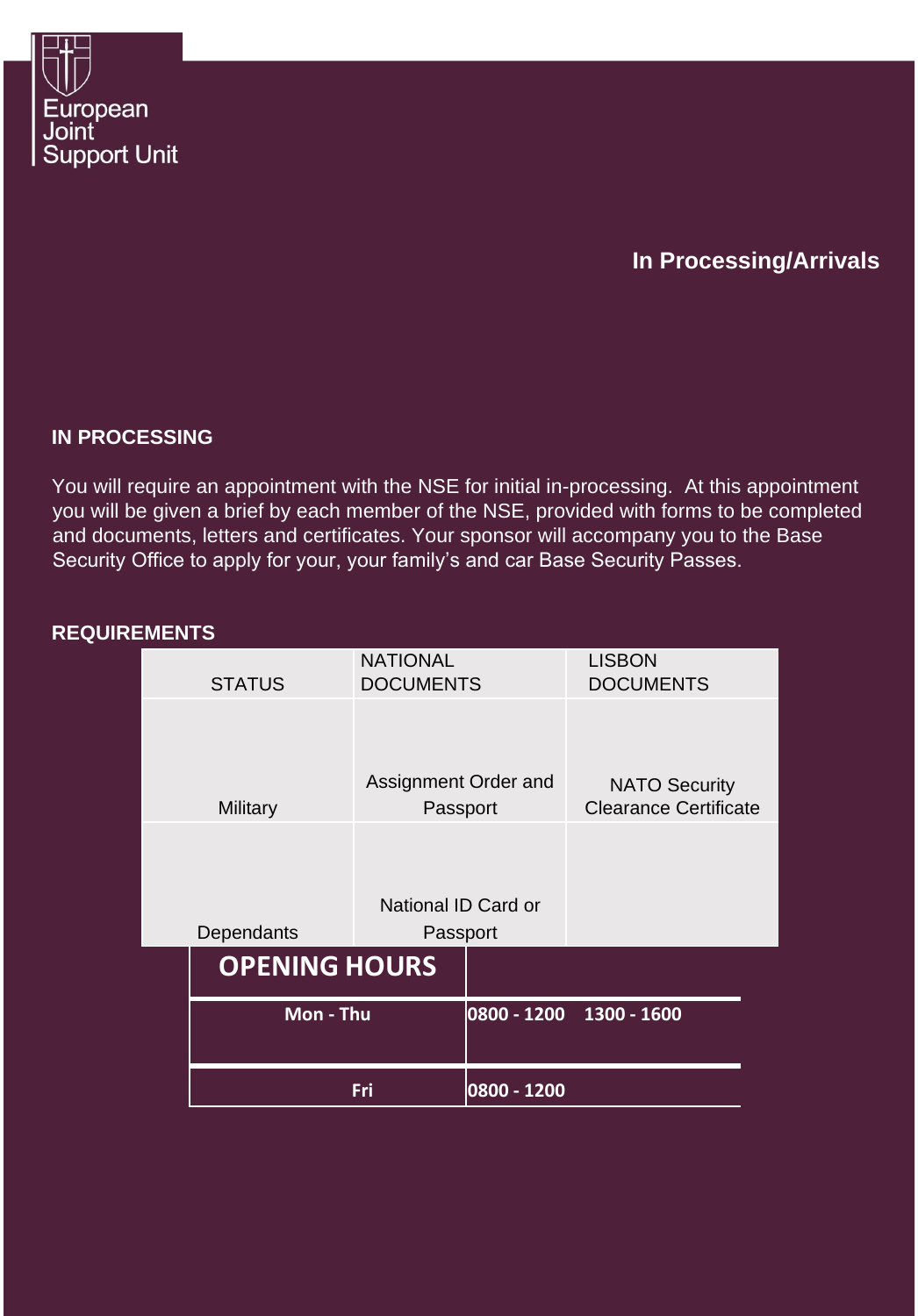European Joint Support Unit

## In Processing/Arrivals

### IN PROCESSING

You will require an appointment with the NSE for initial in-processing. At this appointment you will be given a brief by each member of the NSE, provided with forms to be completed and documents, letters and certificates. Your sponsor will accompany you to the Base Security Office to apply for your, your family's and car Base Security Passes.

### REQUIREMENTS

| STATUS | NATIONAL DOCUMENTS | LISBON DOCUMENTS |
|---|---|---|
| Military | Assignment Order and Passport | NATO Security Clearance Certificate |
| Dependants | National ID Card or Passport | |

| OPENING HOURS | | |
|---|---|---|
| Mon - Thu | 0800 - 1200 | 1300 - 1600 |
| Fri | 0800 - 1200 | |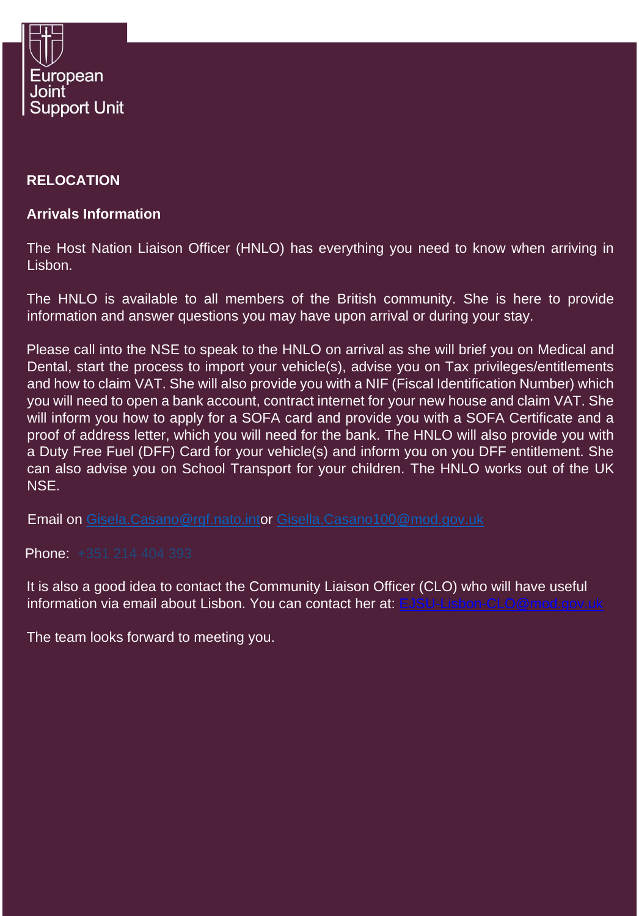European Joint Support Unit

**RELOCATION**

**Arrivals Information**

The Host Nation Liaison Officer (HNLO) has everything you need to know when arriving in Lisbon.

The HNLO is available to all members of the British community. She is here to provide information and answer questions you may have upon arrival or during your stay.

Please call into the NSE to speak to the HNLO on arrival as she will brief you on Medical and Dental, start the process to import your vehicle(s), advise you on Tax privileges/entitlements and how to claim VAT. She will also provide you with a NIF (Fiscal Identification Number) which you will need to open a bank account, contract internet for your new house and claim VAT. She will inform you how to apply for a SOFA card and provide you with a SOFA Certificate and a proof of address letter, which you will need for the bank. The HNLO will also provide you with a Duty Free Fuel (DFF) Card for your vehicle(s) and inform you on you DFF entitlement. She can also advise you on School Transport for your children. The HNLO works out of the UK NSE.

Email on Gisela.Casano@rgf.nato.intor Gisella.Casano100@mod.gov.uk

Phone: +351 214 404 393

It is also a good idea to contact the Community Liaison Officer (CLO) who will have useful information via email about Lisbon. You can contact her at: EJSU-Lisbon-CLO@mod.gov.uk

The team looks forward to meeting you.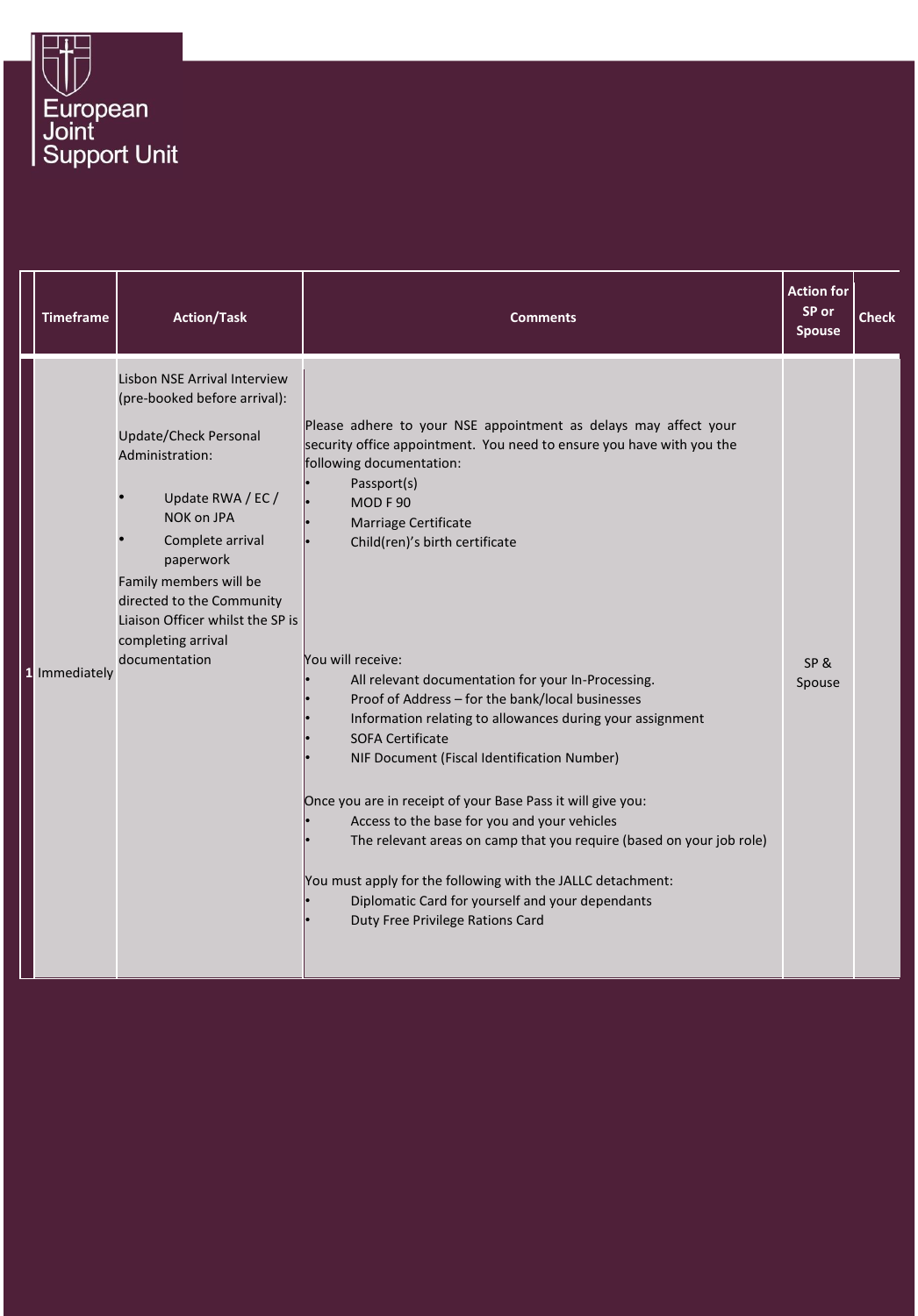European Joint Support Unit

| | Timeframe | Action/Task | Comments | Action for SP or Spouse | Check |
|---|---|---|---|---|---|
| 1 | Immediately | Lisbon NSE Arrival Interview (pre-booked before arrival):<br><br>Update/Check Personal Administration:<br>• Update RWA / EC / NOK on JPA<br>• Complete arrival paperwork<br>Family members will be directed to the Community Liaison Officer whilst the SP is completing arrival documentation | Please adhere to your NSE appointment as delays may affect your security office appointment. You need to ensure you have with you the following documentation:<br>• Passport(s)<br>• MOD F 90<br>• Marriage Certificate<br>• Child(ren)'s birth certificate<br><br>You will receive:<br>• All relevant documentation for your In-Processing.<br>• Proof of Address – for the bank/local businesses<br>• Information relating to allowances during your assignment<br>• SOFA Certificate<br>• NIF Document (Fiscal Identification Number)<br><br>Once you are in receipt of your Base Pass it will give you:<br>• Access to the base for you and your vehicles<br>• The relevant areas on camp that you require (based on your job role)<br><br>You must apply for the following with the JALLC detachment:<br>• Diplomatic Card for yourself and your dependants<br>• Duty Free Privilege Rations Card | SP & Spouse | |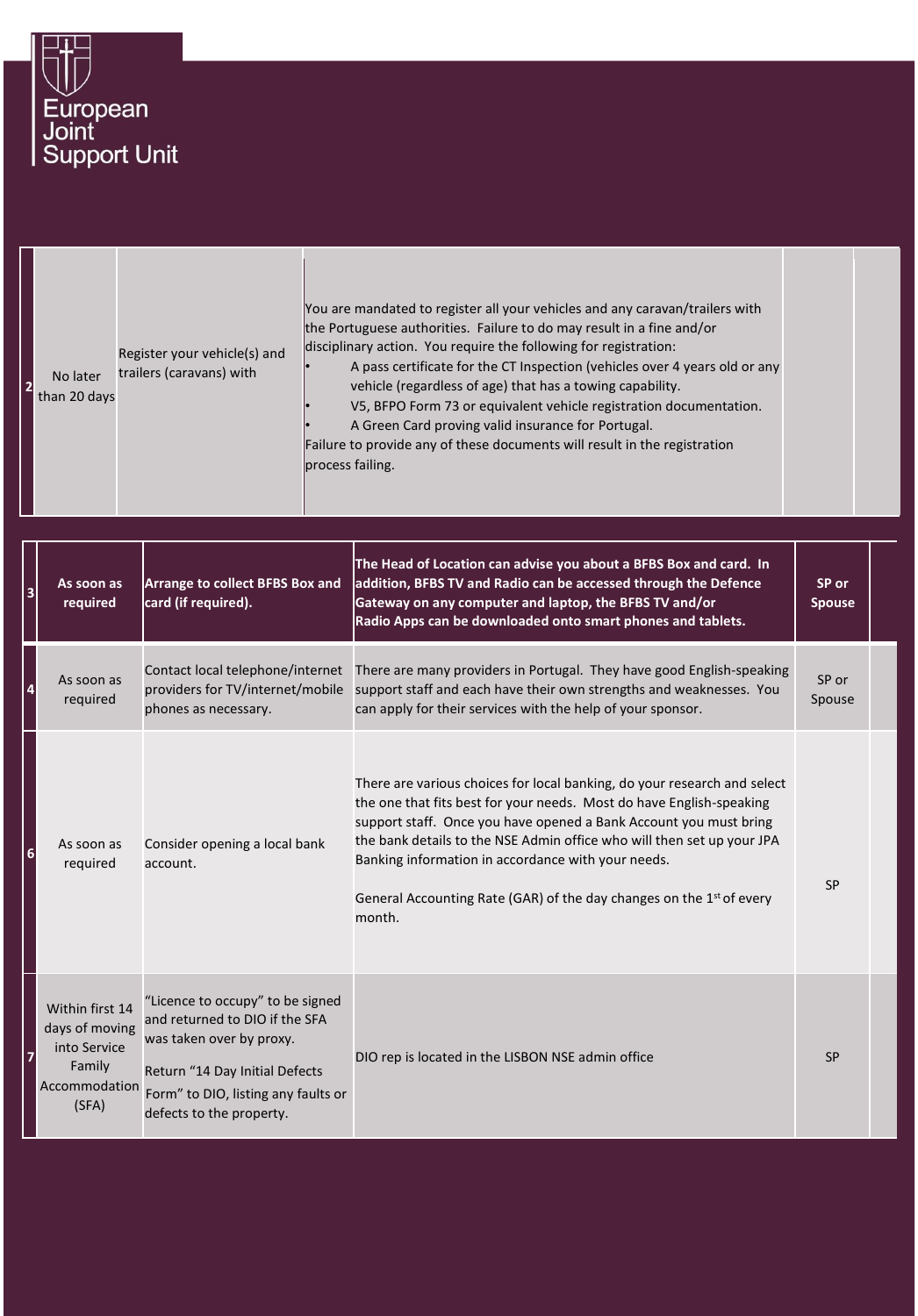European Joint Support Unit

| | | | | | |
|---|---|---|---|---|---|
| 2 | No later than 20 days | Register your vehicle(s) and trailers (caravans) with | You are mandated to register all your vehicles and any caravan/trailers with the Portuguese authorities. Failure to do may result in a fine and/or disciplinary action. You require the following for registration:<br>• A pass certificate for the CT Inspection (vehicles over 4 years old or any vehicle (regardless of age) that has a towing capability.<br>• V5, BFPO Form 73 or equivalent vehicle registration documentation.<br>• A Green Card proving valid insurance for Portugal.<br>Failure to provide any of these documents will result in the registration process failing. | | |

| | | | | | |
|---|---|---|---|---|---|
| 3 | **As soon as required** | **Arrange to collect BFBS Box and card (if required).** | **The Head of Location can advise you about a BFBS Box and card. In addition, BFBS TV and Radio can be accessed through the Defence Gateway on any computer and laptop, the BFBS TV and/or Radio Apps can be downloaded onto smart phones and tablets.** | **SP or Spouse** | |
| 4 | As soon as required | Contact local telephone/internet providers for TV/internet/mobile phones as necessary. | There are many providers in Portugal. They have good English-speaking support staff and each have their own strengths and weaknesses. You can apply for their services with the help of your sponsor. | SP or Spouse | |
| 6 | As soon as required | Consider opening a local bank account. | There are various choices for local banking, do your research and select the one that fits best for your needs. Most do have English-speaking support staff. Once you have opened a Bank Account you must bring the bank details to the NSE Admin office who will then set up your JPA Banking information in accordance with your needs.<br><br>General Accounting Rate (GAR) of the day changes on the 1st of every month. | SP | |
| 7 | Within first 14 days of moving into Service Family Accommodation (SFA) | "Licence to occupy" to be signed and returned to DIO if the SFA was taken over by proxy.<br><br>Return "14 Day Initial Defects Form" to DIO, listing any faults or defects to the property. | DIO rep is located in the LISBON NSE admin office | SP | |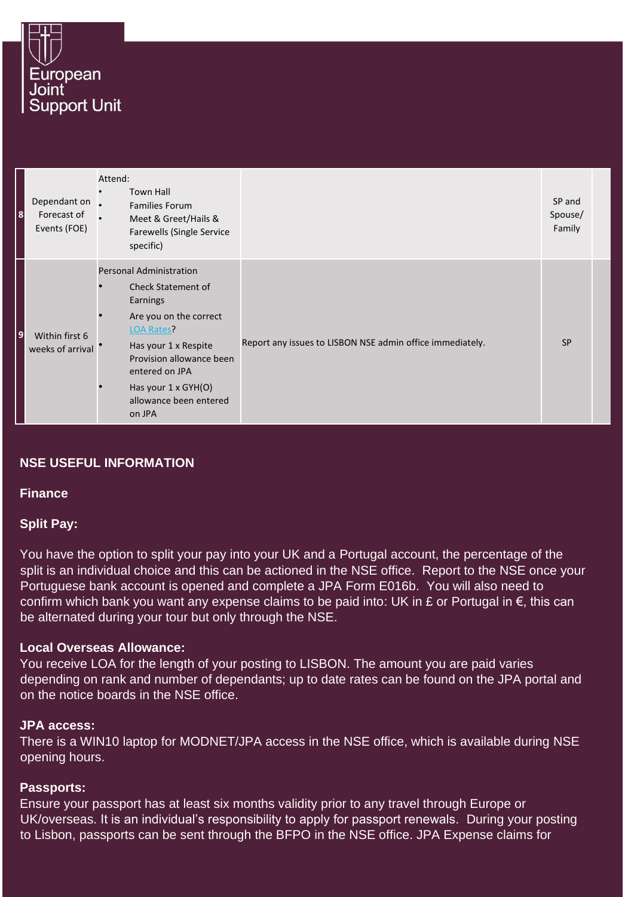| | | | | | |
|---|---|---|---|---|---|
| 8 | Dependant on Forecast of Events (FOE) | Attend:<br>• Town Hall<br>• Families Forum<br>• Meet & Greet/Hails & Farewells (Single Service specific) | | SP and Spouse/ Family | |
| 9 | Within first 6 weeks of arrival | Personal Administration<br>• Check Statement of Earnings<br>• Are you on the correct LOA Rates?<br>• Has your 1 x Respite Provision allowance been entered on JPA<br>• Has your 1 x GYH(O) allowance been entered on JPA | Report any issues to LISBON NSE admin office immediately. | SP | |

## NSE USEFUL INFORMATION

### Finance

### Split Pay:

You have the option to split your pay into your UK and a Portugal account, the percentage of the split is an individual choice and this can be actioned in the NSE office. Report to the NSE once your Portuguese bank account is opened and complete a JPA Form E016b. You will also need to confirm which bank you want any expense claims to be paid into: UK in £ or Portugal in €, this can be alternated during your tour but only through the NSE.

### Local Overseas Allowance:

You receive LOA for the length of your posting to LISBON. The amount you are paid varies depending on rank and number of dependants; up to date rates can be found on the JPA portal and on the notice boards in the NSE office.

### JPA access:

There is a WIN10 laptop for MODNET/JPA access in the NSE office, which is available during NSE opening hours.

### Passports:

Ensure your passport has at least six months validity prior to any travel through Europe or UK/overseas. It is an individual's responsibility to apply for passport renewals. During your posting to Lisbon, passports can be sent through the BFPO in the NSE office. JPA Expense claims for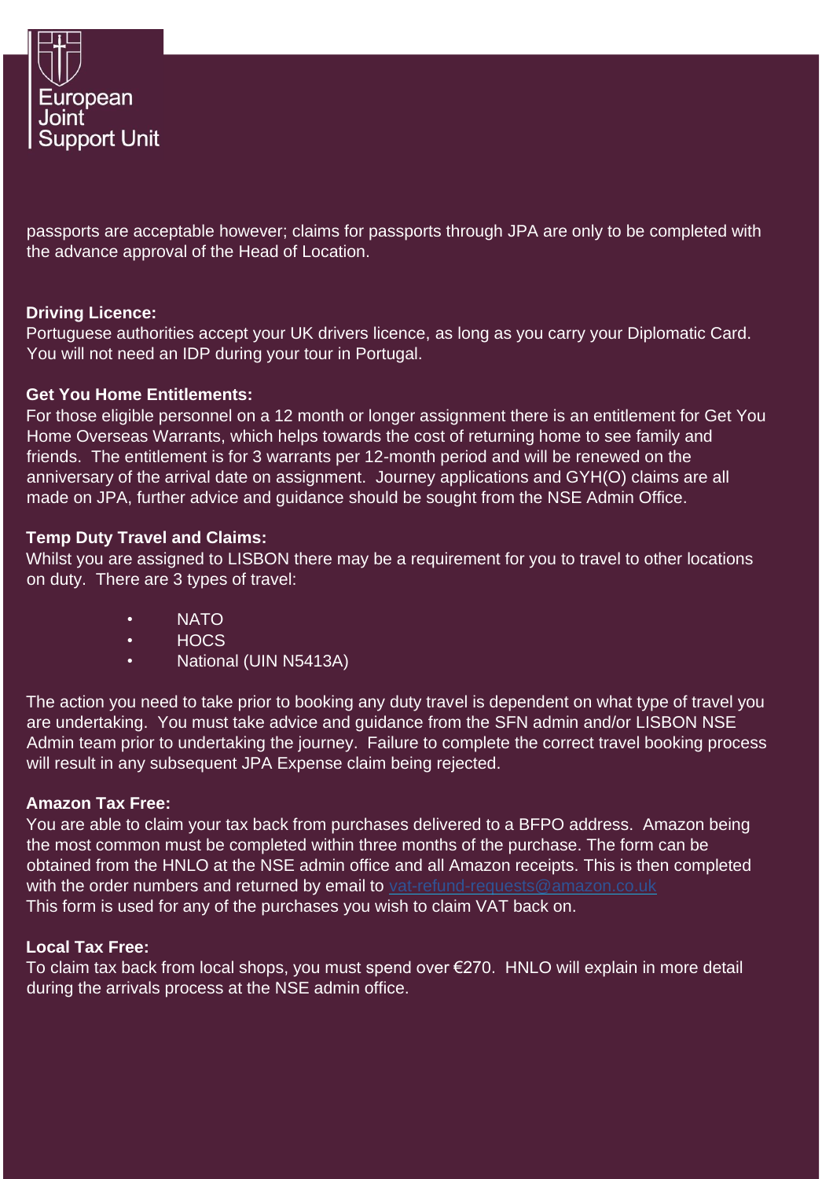passports are acceptable however; claims for passports through JPA are only to be completed with the advance approval of the Head of Location.

**Driving Licence:**
Portuguese authorities accept your UK drivers licence, as long as you carry your Diplomatic Card. You will not need an IDP during your tour in Portugal.

**Get You Home Entitlements:**
For those eligible personnel on a 12 month or longer assignment there is an entitlement for Get You Home Overseas Warrants, which helps towards the cost of returning home to see family and friends. The entitlement is for 3 warrants per 12-month period and will be renewed on the anniversary of the arrival date on assignment. Journey applications and GYH(O) claims are all made on JPA, further advice and guidance should be sought from the NSE Admin Office.

**Temp Duty Travel and Claims:**
Whilst you are assigned to LISBON there may be a requirement for you to travel to other locations on duty. There are 3 types of travel:

- NATO
- HOCS
- National (UIN N5413A)

The action you need to take prior to booking any duty travel is dependent on what type of travel you are undertaking. You must take advice and guidance from the SFN admin and/or LISBON NSE Admin team prior to undertaking the journey. Failure to complete the correct travel booking process will result in any subsequent JPA Expense claim being rejected.

**Amazon Tax Free:**
You are able to claim your tax back from purchases delivered to a BFPO address. Amazon being the most common must be completed within three months of the purchase. The form can be obtained from the HNLO at the NSE admin office and all Amazon receipts. This is then completed with the order numbers and returned by email to vat-refund-requests@amazon.co.uk
This form is used for any of the purchases you wish to claim VAT back on.

**Local Tax Free:**
To claim tax back from local shops, you must spend over €270. HNLO will explain in more detail during the arrivals process at the NSE admin office.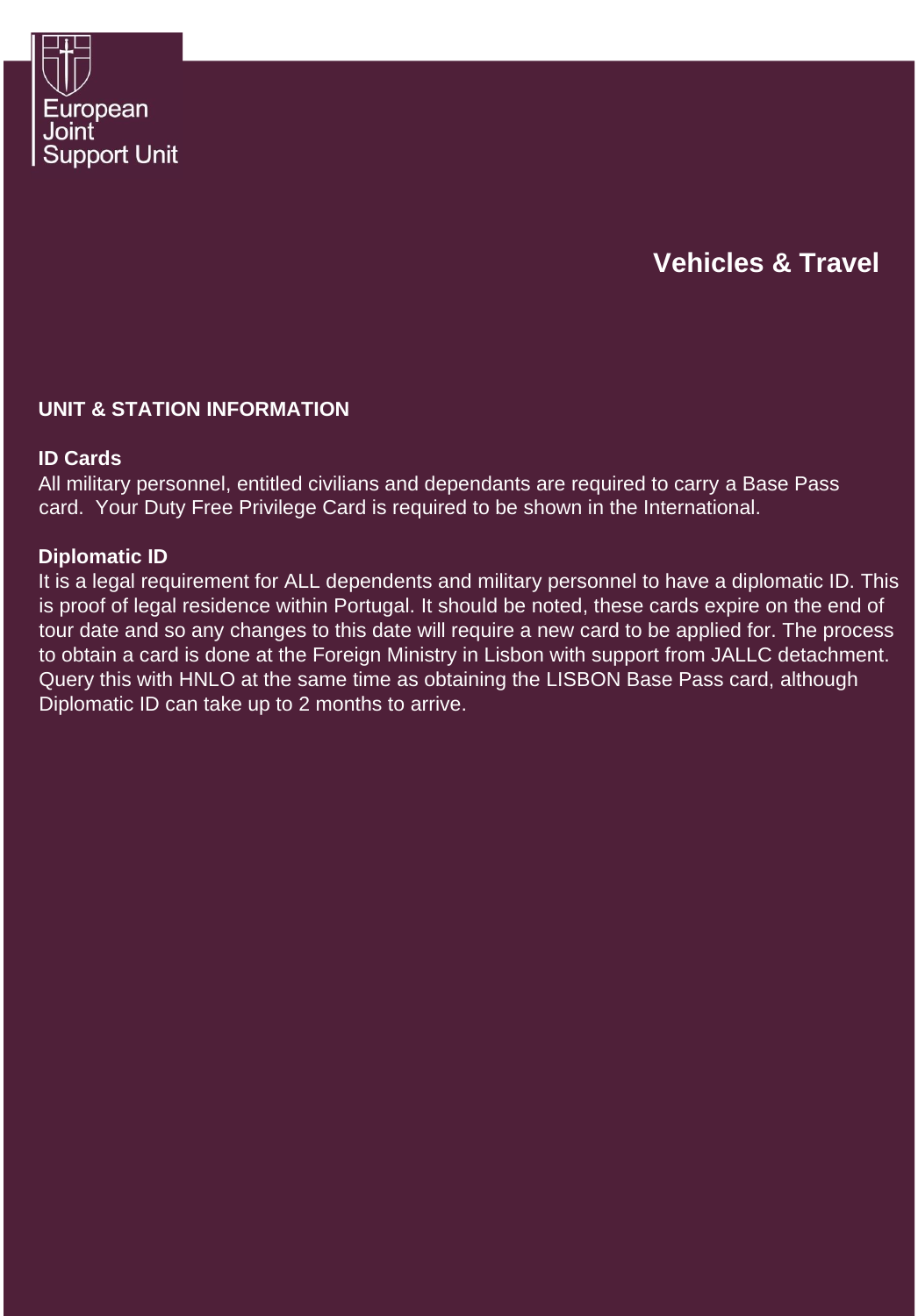European
Joint
Support Unit

# Vehicles & Travel

## UNIT & STATION INFORMATION

### ID Cards

All military personnel, entitled civilians and dependants are required to carry a Base Pass card. Your Duty Free Privilege Card is required to be shown in the International.

### Diplomatic ID

It is a legal requirement for ALL dependents and military personnel to have a diplomatic ID. This is proof of legal residence within Portugal. It should be noted, these cards expire on the end of tour date and so any changes to this date will require a new card to be applied for. The process to obtain a card is done at the Foreign Ministry in Lisbon with support from JALLC detachment. Query this with HNLO at the same time as obtaining the LISBON Base Pass card, although Diplomatic ID can take up to 2 months to arrive.